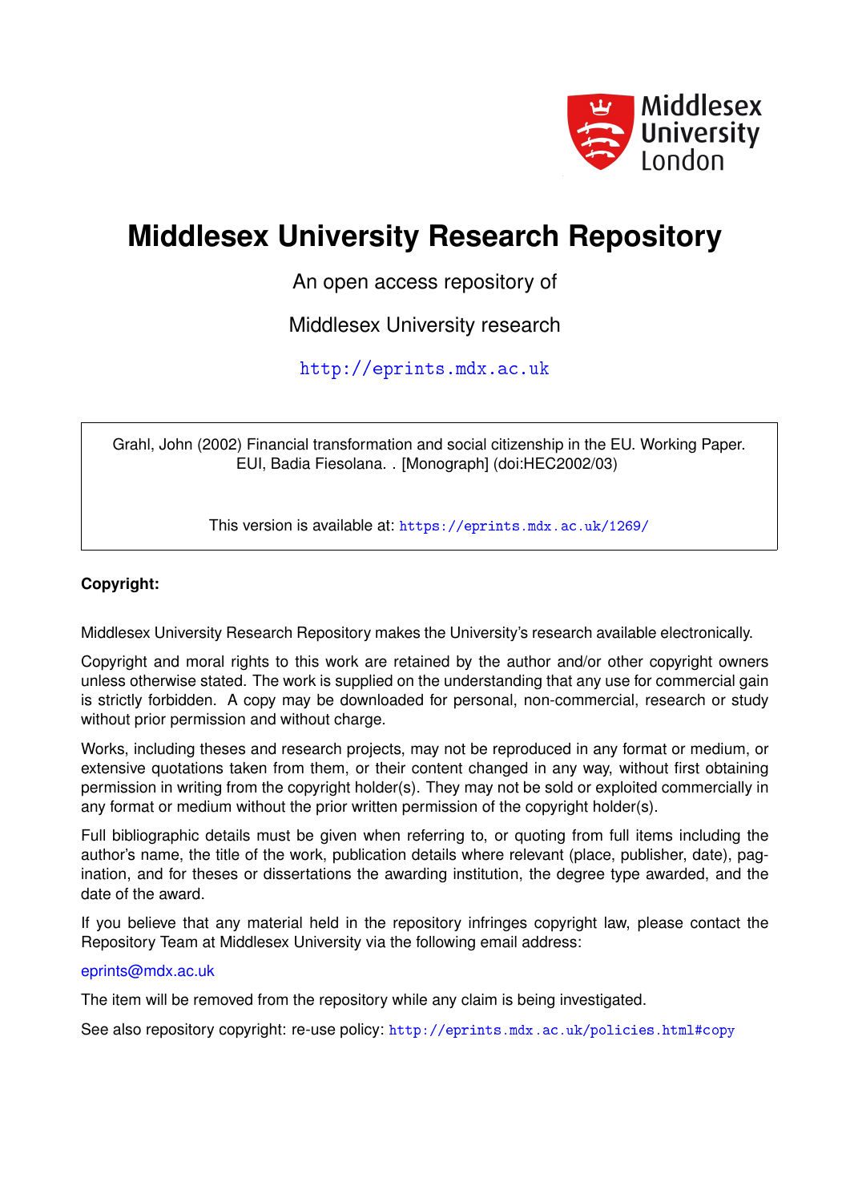# Middlesex University Research Repository

An open access repository of

Middlesex University research

http://eprints.mdx.ac.uk

Grahl, John (2002) Financial transformation and social citizenship in the EU. Working Paper. EUI, Badia Fiesolana. . [Monograph] (doi:HEC2002/03)

This version is available at: https://eprints.mdx.ac.uk/1269/

**Copyright:**

Middlesex University Research Repository makes the University's research available electronically.

Copyright and moral rights to this work are retained by the author and/or other copyright owners unless otherwise stated. The work is supplied on the understanding that any use for commercial gain is strictly forbidden. A copy may be downloaded for personal, non-commercial, research or study without prior permission and without charge.

Works, including theses and research projects, may not be reproduced in any format or medium, or extensive quotations taken from them, or their content changed in any way, without first obtaining permission in writing from the copyright holder(s). They may not be sold or exploited commercially in any format or medium without the prior written permission of the copyright holder(s).

Full bibliographic details must be given when referring to, or quoting from full items including the author's name, the title of the work, publication details where relevant (place, publisher, date), pagination, and for theses or dissertations the awarding institution, the degree type awarded, and the date of the award.

If you believe that any material held in the repository infringes copyright law, please contact the Repository Team at Middlesex University via the following email address:

eprints@mdx.ac.uk

The item will be removed from the repository while any claim is being investigated.

See also repository copyright: re-use policy: http://eprints.mdx.ac.uk/policies.html#copy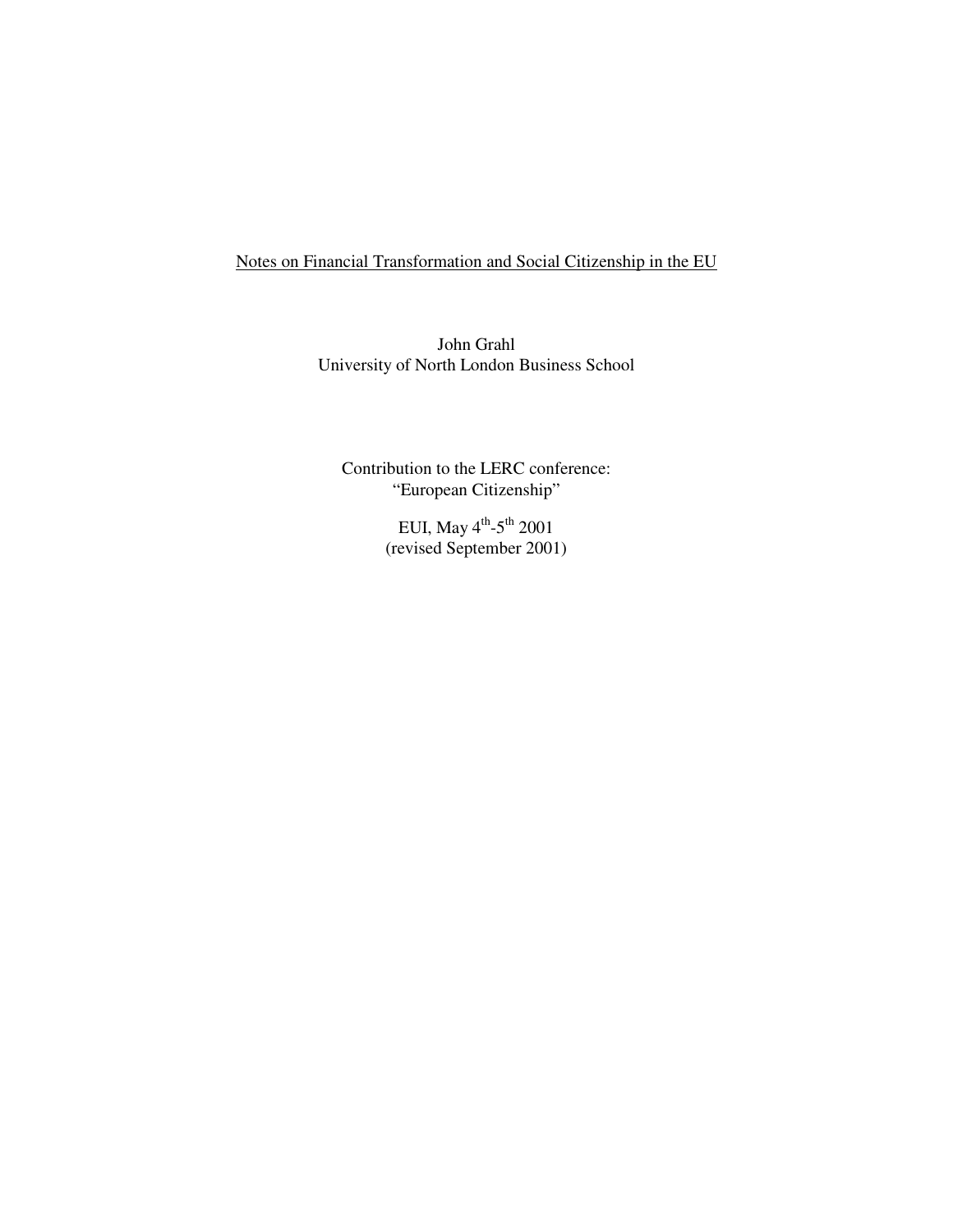<u>Notes on Financial Transformation and Social Citizenship in the EU</u>

John Grahl
University of North London Business School

Contribution to the LERC conference:
"European Citizenship"

EUI, May 4th-5th 2001
(revised September 2001)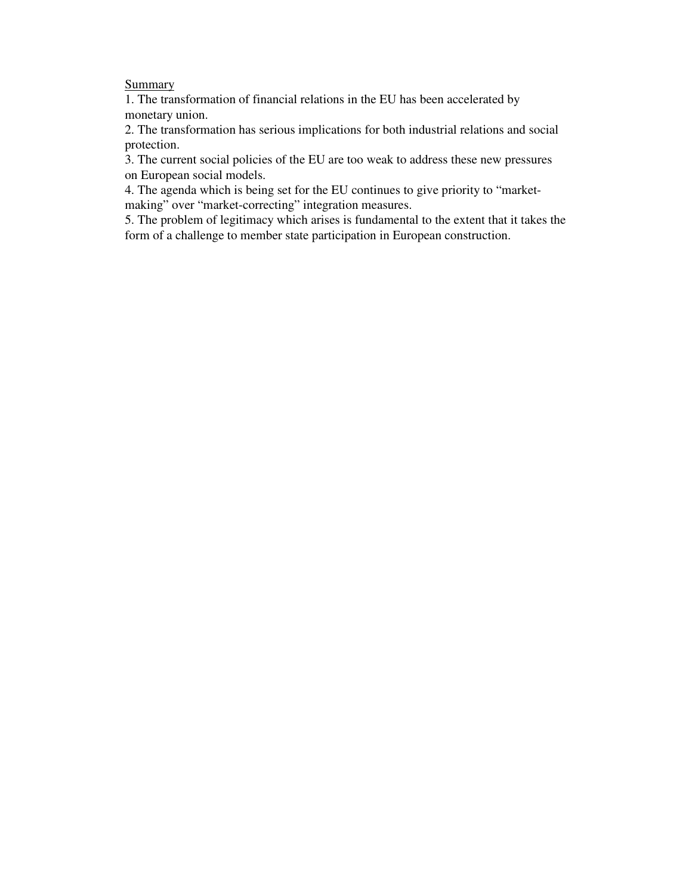Summary

1. The transformation of financial relations in the EU has been accelerated by monetary union.
2. The transformation has serious implications for both industrial relations and social protection.
3. The current social policies of the EU are too weak to address these new pressures on European social models.
4. The agenda which is being set for the EU continues to give priority to "market-making" over "market-correcting" integration measures.
5. The problem of legitimacy which arises is fundamental to the extent that it takes the form of a challenge to member state participation in European construction.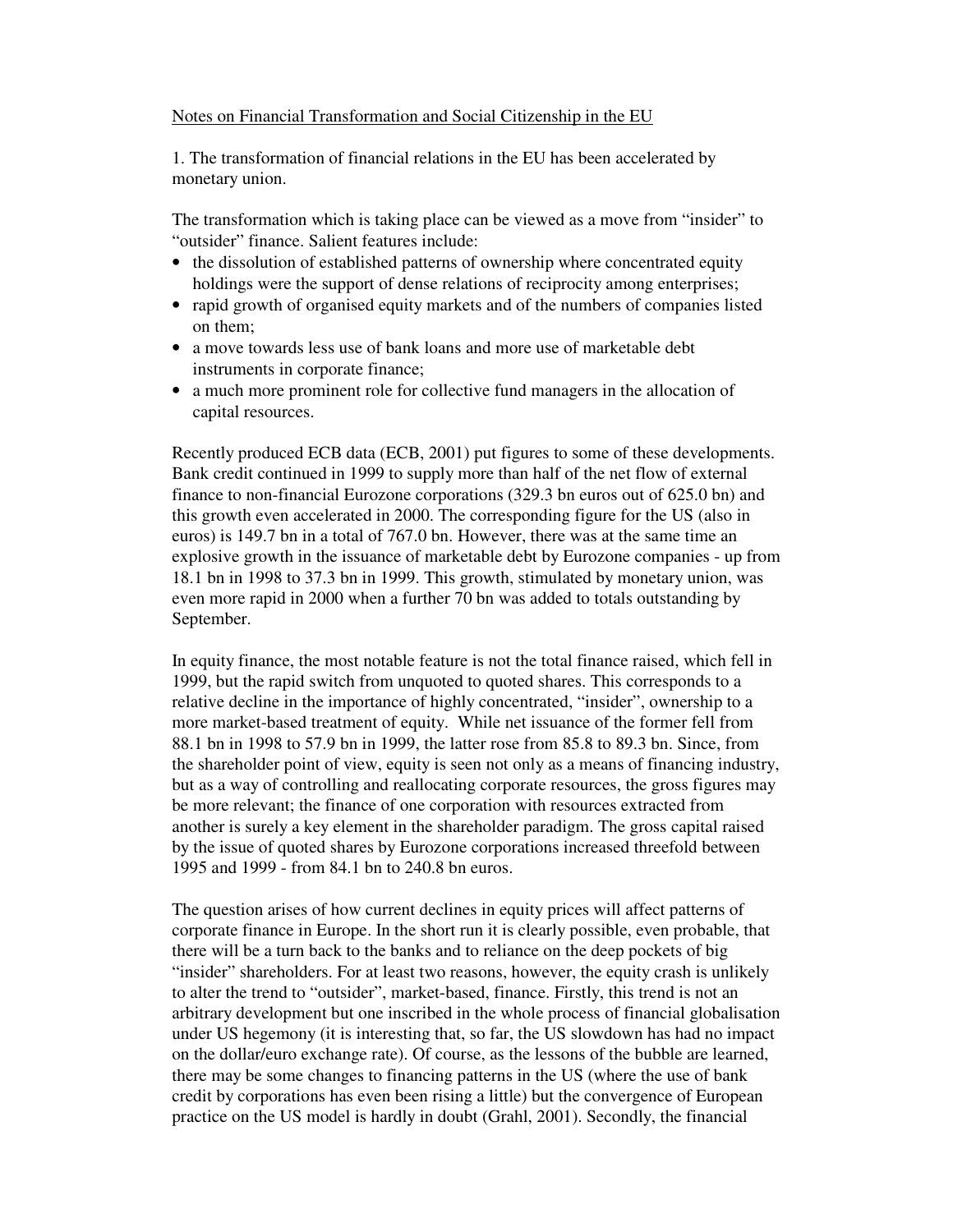Notes on Financial Transformation and Social Citizenship in the EU

1. The transformation of financial relations in the EU has been accelerated by monetary union.

The transformation which is taking place can be viewed as a move from "insider" to "outsider" finance. Salient features include:

- the dissolution of established patterns of ownership where concentrated equity holdings were the support of dense relations of reciprocity among enterprises;
- rapid growth of organised equity markets and of the numbers of companies listed on them;
- a move towards less use of bank loans and more use of marketable debt instruments in corporate finance;
- a much more prominent role for collective fund managers in the allocation of capital resources.

Recently produced ECB data (ECB, 2001) put figures to some of these developments. Bank credit continued in 1999 to supply more than half of the net flow of external finance to non-financial Eurozone corporations (329.3 bn euros out of 625.0 bn) and this growth even accelerated in 2000. The corresponding figure for the US (also in euros) is 149.7 bn in a total of 767.0 bn. However, there was at the same time an explosive growth in the issuance of marketable debt by Eurozone companies - up from 18.1 bn in 1998 to 37.3 bn in 1999. This growth, stimulated by monetary union, was even more rapid in 2000 when a further 70 bn was added to totals outstanding by September.

In equity finance, the most notable feature is not the total finance raised, which fell in 1999, but the rapid switch from unquoted to quoted shares. This corresponds to a relative decline in the importance of highly concentrated, "insider", ownership to a more market-based treatment of equity. While net issuance of the former fell from 88.1 bn in 1998 to 57.9 bn in 1999, the latter rose from 85.8 to 89.3 bn. Since, from the shareholder point of view, equity is seen not only as a means of financing industry, but as a way of controlling and reallocating corporate resources, the gross figures may be more relevant; the finance of one corporation with resources extracted from another is surely a key element in the shareholder paradigm. The gross capital raised by the issue of quoted shares by Eurozone corporations increased threefold between 1995 and 1999 - from 84.1 bn to 240.8 bn euros.

The question arises of how current declines in equity prices will affect patterns of corporate finance in Europe. In the short run it is clearly possible, even probable, that there will be a turn back to the banks and to reliance on the deep pockets of big "insider" shareholders. For at least two reasons, however, the equity crash is unlikely to alter the trend to "outsider", market-based, finance. Firstly, this trend is not an arbitrary development but one inscribed in the whole process of financial globalisation under US hegemony (it is interesting that, so far, the US slowdown has had no impact on the dollar/euro exchange rate). Of course, as the lessons of the bubble are learned, there may be some changes to financing patterns in the US (where the use of bank credit by corporations has even been rising a little) but the convergence of European practice on the US model is hardly in doubt (Grahl, 2001). Secondly, the financial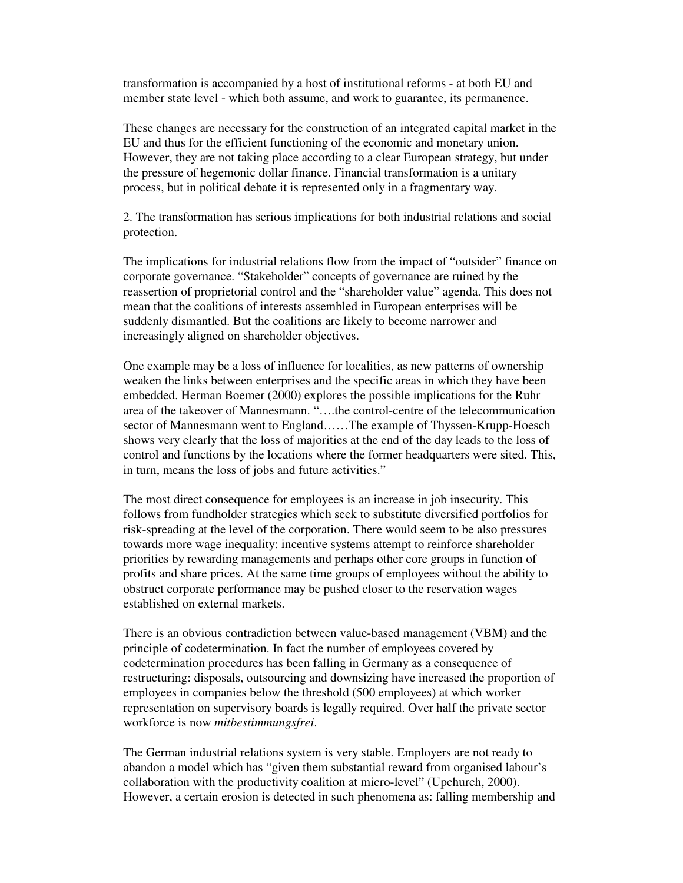transformation is accompanied by a host of institutional reforms - at both EU and member state level - which both assume, and work to guarantee, its permanence.

These changes are necessary for the construction of an integrated capital market in the EU and thus for the efficient functioning of the economic and monetary union. However, they are not taking place according to a clear European strategy, but under the pressure of hegemonic dollar finance. Financial transformation is a unitary process, but in political debate it is represented only in a fragmentary way.

2. The transformation has serious implications for both industrial relations and social protection.

The implications for industrial relations flow from the impact of "outsider" finance on corporate governance. "Stakeholder" concepts of governance are ruined by the reassertion of proprietorial control and the "shareholder value" agenda. This does not mean that the coalitions of interests assembled in European enterprises will be suddenly dismantled. But the coalitions are likely to become narrower and increasingly aligned on shareholder objectives.

One example may be a loss of influence for localities, as new patterns of ownership weaken the links between enterprises and the specific areas in which they have been embedded. Herman Boemer (2000) explores the possible implications for the Ruhr area of the takeover of Mannesmann. "….the control-centre of the telecommunication sector of Mannesmann went to England……The example of Thyssen-Krupp-Hoesch shows very clearly that the loss of majorities at the end of the day leads to the loss of control and functions by the locations where the former headquarters were sited. This, in turn, means the loss of jobs and future activities."

The most direct consequence for employees is an increase in job insecurity. This follows from fundholder strategies which seek to substitute diversified portfolios for risk-spreading at the level of the corporation. There would seem to be also pressures towards more wage inequality: incentive systems attempt to reinforce shareholder priorities by rewarding managements and perhaps other core groups in function of profits and share prices. At the same time groups of employees without the ability to obstruct corporate performance may be pushed closer to the reservation wages established on external markets.

There is an obvious contradiction between value-based management (VBM) and the principle of codetermination. In fact the number of employees covered by codetermination procedures has been falling in Germany as a consequence of restructuring: disposals, outsourcing and downsizing have increased the proportion of employees in companies below the threshold (500 employees) at which worker representation on supervisory boards is legally required. Over half the private sector workforce is now *mitbestimmungsfrei*.

The German industrial relations system is very stable. Employers are not ready to abandon a model which has "given them substantial reward from organised labour's collaboration with the productivity coalition at micro-level" (Upchurch, 2000). However, a certain erosion is detected in such phenomena as: falling membership and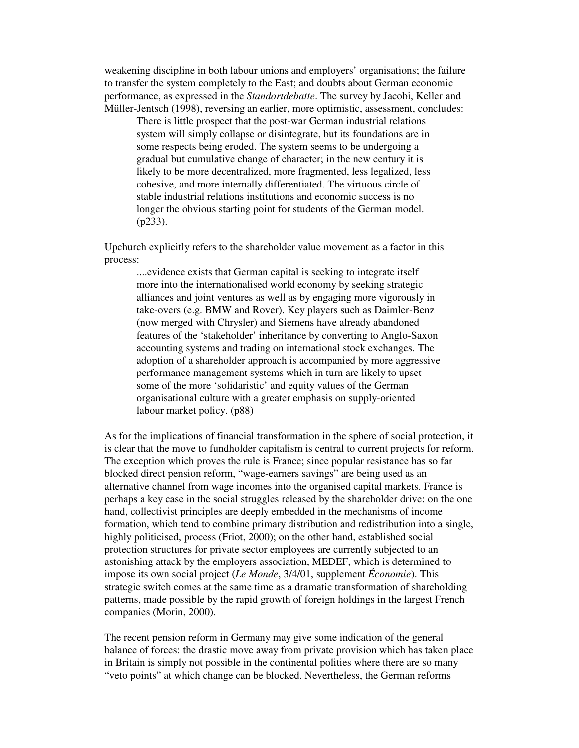weakening discipline in both labour unions and employers' organisations; the failure to transfer the system completely to the East; and doubts about German economic performance, as expressed in the *Standortdebatte*. The survey by Jacobi, Keller and Müller-Jentsch (1998), reversing an earlier, more optimistic, assessment, concludes:

> There is little prospect that the post-war German industrial relations system will simply collapse or disintegrate, but its foundations are in some respects being eroded. The system seems to be undergoing a gradual but cumulative change of character; in the new century it is likely to be more decentralized, more fragmented, less legalized, less cohesive, and more internally differentiated. The virtuous circle of stable industrial relations institutions and economic success is no longer the obvious starting point for students of the German model. (p233).

Upchurch explicitly refers to the shareholder value movement as a factor in this process:

> ....evidence exists that German capital is seeking to integrate itself more into the internationalised world economy by seeking strategic alliances and joint ventures as well as by engaging more vigorously in take-overs (e.g. BMW and Rover). Key players such as Daimler-Benz (now merged with Chrysler) and Siemens have already abandoned features of the 'stakeholder' inheritance by converting to Anglo-Saxon accounting systems and trading on international stock exchanges. The adoption of a shareholder approach is accompanied by more aggressive performance management systems which in turn are likely to upset some of the more 'solidaristic' and equity values of the German organisational culture with a greater emphasis on supply-oriented labour market policy. (p88)

As for the implications of financial transformation in the sphere of social protection, it is clear that the move to fundholder capitalism is central to current projects for reform. The exception which proves the rule is France; since popular resistance has so far blocked direct pension reform, "wage-earners savings" are being used as an alternative channel from wage incomes into the organised capital markets. France is perhaps a key case in the social struggles released by the shareholder drive: on the one hand, collectivist principles are deeply embedded in the mechanisms of income formation, which tend to combine primary distribution and redistribution into a single, highly politicised, process (Friot, 2000); on the other hand, established social protection structures for private sector employees are currently subjected to an astonishing attack by the employers association, MEDEF, which is determined to impose its own social project (*Le Monde*, 3/4/01, supplement *Économie*). This strategic switch comes at the same time as a dramatic transformation of shareholding patterns, made possible by the rapid growth of foreign holdings in the largest French companies (Morin, 2000).

The recent pension reform in Germany may give some indication of the general balance of forces: the drastic move away from private provision which has taken place in Britain is simply not possible in the continental polities where there are so many "veto points" at which change can be blocked. Nevertheless, the German reforms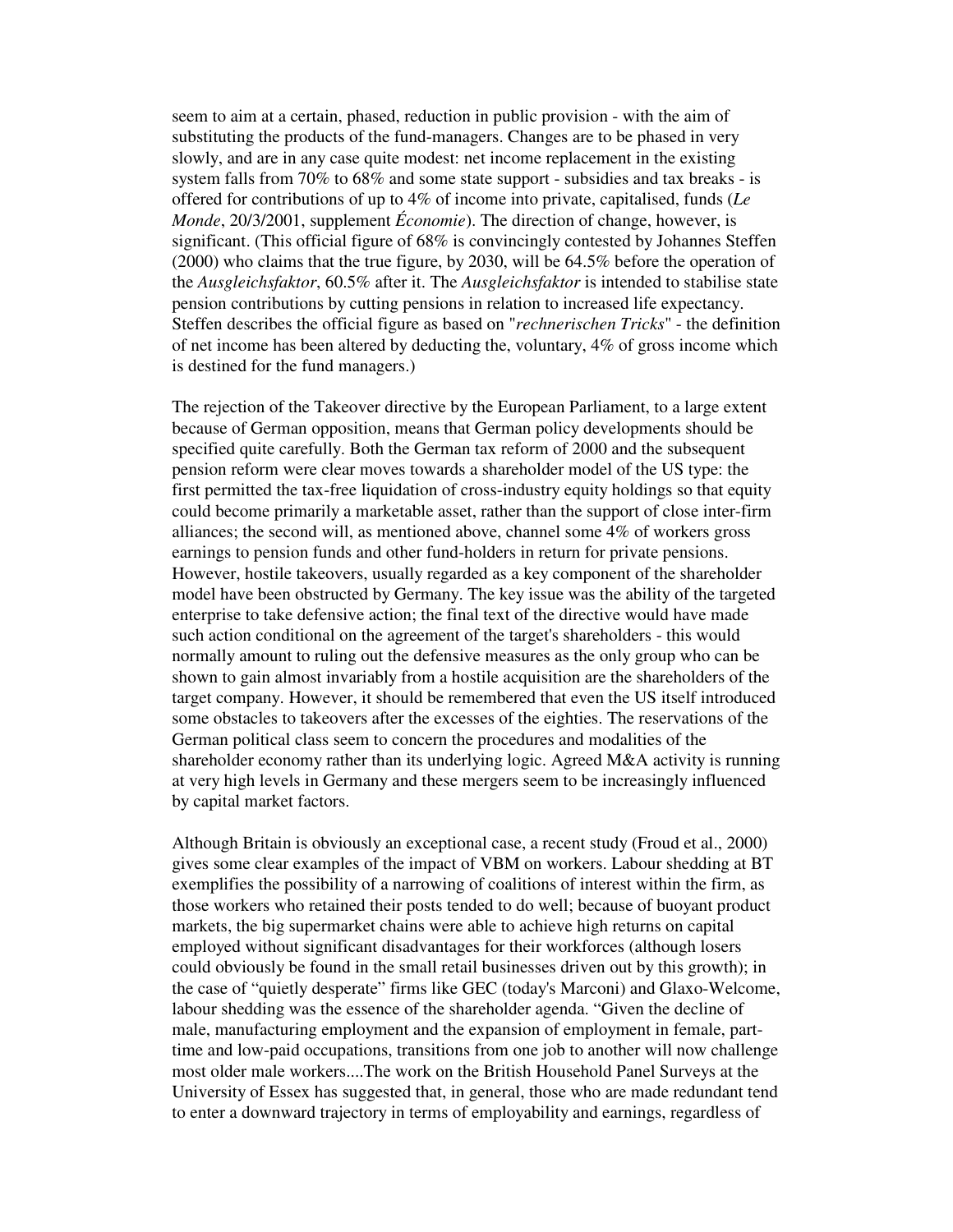seem to aim at a certain, phased, reduction in public provision - with the aim of substituting the products of the fund-managers. Changes are to be phased in very slowly, and are in any case quite modest: net income replacement in the existing system falls from 70% to 68% and some state support - subsidies and tax breaks - is offered for contributions of up to 4% of income into private, capitalised, funds (*Le Monde*, 20/3/2001, supplement *Économie*). The direction of change, however, is significant. (This official figure of 68% is convincingly contested by Johannes Steffen (2000) who claims that the true figure, by 2030, will be 64.5% before the operation of the *Ausgleichsfaktor*, 60.5% after it. The *Ausgleichsfaktor* is intended to stabilise state pension contributions by cutting pensions in relation to increased life expectancy. Steffen describes the official figure as based on "*rechnerischen Tricks*" - the definition of net income has been altered by deducting the, voluntary, 4% of gross income which is destined for the fund managers.)

The rejection of the Takeover directive by the European Parliament, to a large extent because of German opposition, means that German policy developments should be specified quite carefully. Both the German tax reform of 2000 and the subsequent pension reform were clear moves towards a shareholder model of the US type: the first permitted the tax-free liquidation of cross-industry equity holdings so that equity could become primarily a marketable asset, rather than the support of close inter-firm alliances; the second will, as mentioned above, channel some 4% of workers gross earnings to pension funds and other fund-holders in return for private pensions. However, hostile takeovers, usually regarded as a key component of the shareholder model have been obstructed by Germany. The key issue was the ability of the targeted enterprise to take defensive action; the final text of the directive would have made such action conditional on the agreement of the target's shareholders - this would normally amount to ruling out the defensive measures as the only group who can be shown to gain almost invariably from a hostile acquisition are the shareholders of the target company. However, it should be remembered that even the US itself introduced some obstacles to takeovers after the excesses of the eighties. The reservations of the German political class seem to concern the procedures and modalities of the shareholder economy rather than its underlying logic. Agreed M&A activity is running at very high levels in Germany and these mergers seem to be increasingly influenced by capital market factors.

Although Britain is obviously an exceptional case, a recent study (Froud et al., 2000) gives some clear examples of the impact of VBM on workers. Labour shedding at BT exemplifies the possibility of a narrowing of coalitions of interest within the firm, as those workers who retained their posts tended to do well; because of buoyant product markets, the big supermarket chains were able to achieve high returns on capital employed without significant disadvantages for their workforces (although losers could obviously be found in the small retail businesses driven out by this growth); in the case of "quietly desperate" firms like GEC (today's Marconi) and Glaxo-Welcome, labour shedding was the essence of the shareholder agenda. "Given the decline of male, manufacturing employment and the expansion of employment in female, part-time and low-paid occupations, transitions from one job to another will now challenge most older male workers....The work on the British Household Panel Surveys at the University of Essex has suggested that, in general, those who are made redundant tend to enter a downward trajectory in terms of employability and earnings, regardless of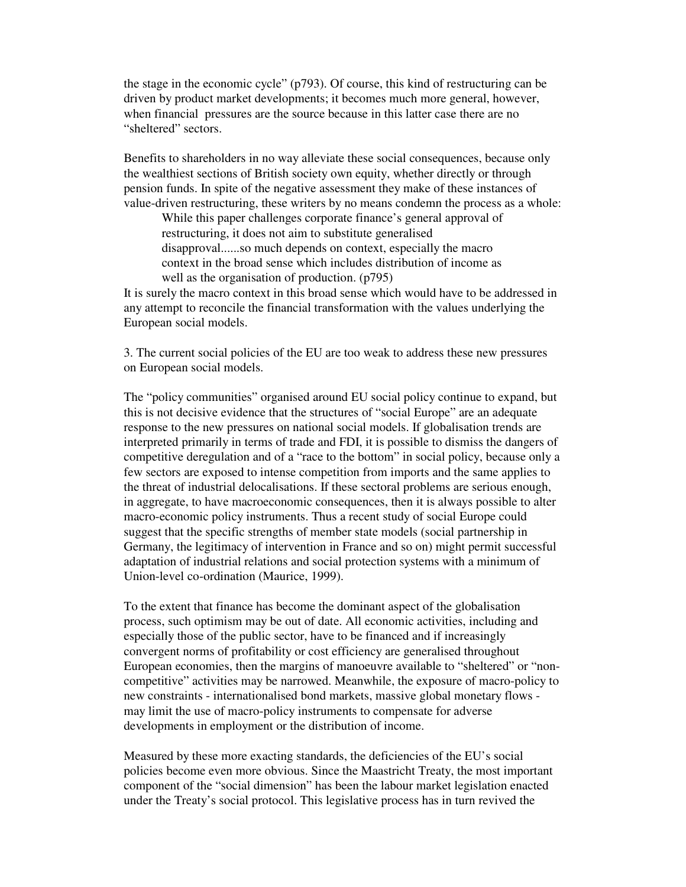the stage in the economic cycle" (p793). Of course, this kind of restructuring can be driven by product market developments; it becomes much more general, however, when financial pressures are the source because in this latter case there are no "sheltered" sectors.

Benefits to shareholders in no way alleviate these social consequences, because only the wealthiest sections of British society own equity, whether directly or through pension funds. In spite of the negative assessment they make of these instances of value-driven restructuring, these writers by no means condemn the process as a whole:

> While this paper challenges corporate finance's general approval of restructuring, it does not aim to substitute generalised disapproval......so much depends on context, especially the macro context in the broad sense which includes distribution of income as well as the organisation of production. (p795)

It is surely the macro context in this broad sense which would have to be addressed in any attempt to reconcile the financial transformation with the values underlying the European social models.

3. The current social policies of the EU are too weak to address these new pressures on European social models.

The "policy communities" organised around EU social policy continue to expand, but this is not decisive evidence that the structures of "social Europe" are an adequate response to the new pressures on national social models. If globalisation trends are interpreted primarily in terms of trade and FDI, it is possible to dismiss the dangers of competitive deregulation and of a "race to the bottom" in social policy, because only a few sectors are exposed to intense competition from imports and the same applies to the threat of industrial delocalisations. If these sectoral problems are serious enough, in aggregate, to have macroeconomic consequences, then it is always possible to alter macro-economic policy instruments. Thus a recent study of social Europe could suggest that the specific strengths of member state models (social partnership in Germany, the legitimacy of intervention in France and so on) might permit successful adaptation of industrial relations and social protection systems with a minimum of Union-level co-ordination (Maurice, 1999).

To the extent that finance has become the dominant aspect of the globalisation process, such optimism may be out of date. All economic activities, including and especially those of the public sector, have to be financed and if increasingly convergent norms of profitability or cost efficiency are generalised throughout European economies, then the margins of manoeuvre available to "sheltered" or "non-competitive" activities may be narrowed. Meanwhile, the exposure of macro-policy to new constraints - internationalised bond markets, massive global monetary flows - may limit the use of macro-policy instruments to compensate for adverse developments in employment or the distribution of income.

Measured by these more exacting standards, the deficiencies of the EU's social policies become even more obvious. Since the Maastricht Treaty, the most important component of the "social dimension" has been the labour market legislation enacted under the Treaty's social protocol. This legislative process has in turn revived the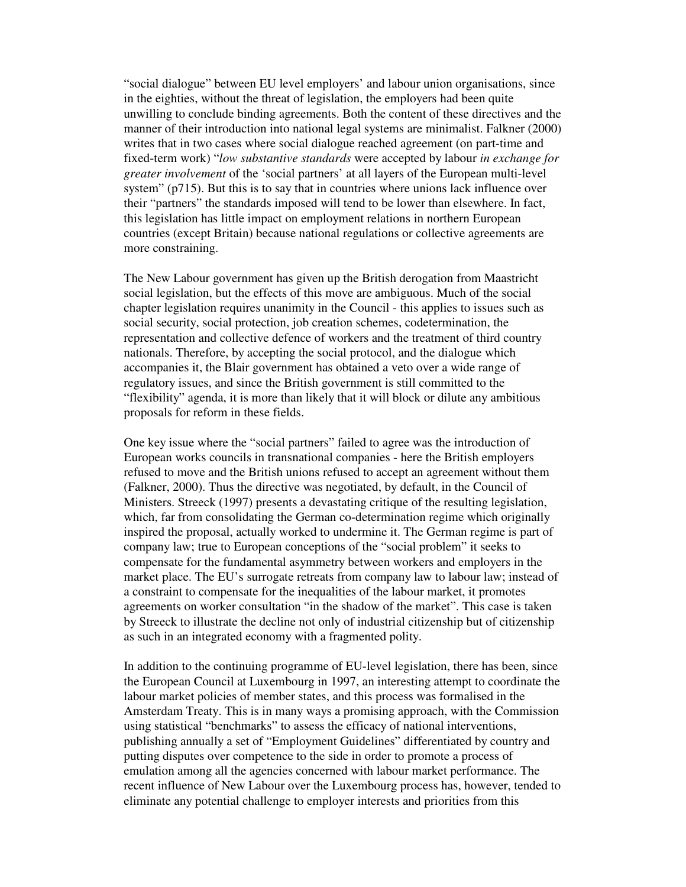"social dialogue" between EU level employers' and labour union organisations, since in the eighties, without the threat of legislation, the employers had been quite unwilling to conclude binding agreements. Both the content of these directives and the manner of their introduction into national legal systems are minimalist. Falkner (2000) writes that in two cases where social dialogue reached agreement (on part-time and fixed-term work) "*low substantive standards* were accepted by labour *in exchange for greater involvement* of the 'social partners' at all layers of the European multi-level system" (p715). But this is to say that in countries where unions lack influence over their "partners" the standards imposed will tend to be lower than elsewhere. In fact, this legislation has little impact on employment relations in northern European countries (except Britain) because national regulations or collective agreements are more constraining.

The New Labour government has given up the British derogation from Maastricht social legislation, but the effects of this move are ambiguous. Much of the social chapter legislation requires unanimity in the Council - this applies to issues such as social security, social protection, job creation schemes, codetermination, the representation and collective defence of workers and the treatment of third country nationals. Therefore, by accepting the social protocol, and the dialogue which accompanies it, the Blair government has obtained a veto over a wide range of regulatory issues, and since the British government is still committed to the "flexibility" agenda, it is more than likely that it will block or dilute any ambitious proposals for reform in these fields.

One key issue where the "social partners" failed to agree was the introduction of European works councils in transnational companies - here the British employers refused to move and the British unions refused to accept an agreement without them (Falkner, 2000). Thus the directive was negotiated, by default, in the Council of Ministers. Streeck (1997) presents a devastating critique of the resulting legislation, which, far from consolidating the German co-determination regime which originally inspired the proposal, actually worked to undermine it. The German regime is part of company law; true to European conceptions of the "social problem" it seeks to compensate for the fundamental asymmetry between workers and employers in the market place. The EU's surrogate retreats from company law to labour law; instead of a constraint to compensate for the inequalities of the labour market, it promotes agreements on worker consultation "in the shadow of the market". This case is taken by Streeck to illustrate the decline not only of industrial citizenship but of citizenship as such in an integrated economy with a fragmented polity.

In addition to the continuing programme of EU-level legislation, there has been, since the European Council at Luxembourg in 1997, an interesting attempt to coordinate the labour market policies of member states, and this process was formalised in the Amsterdam Treaty. This is in many ways a promising approach, with the Commission using statistical "benchmarks" to assess the efficacy of national interventions, publishing annually a set of "Employment Guidelines" differentiated by country and putting disputes over competence to the side in order to promote a process of emulation among all the agencies concerned with labour market performance. The recent influence of New Labour over the Luxembourg process has, however, tended to eliminate any potential challenge to employer interests and priorities from this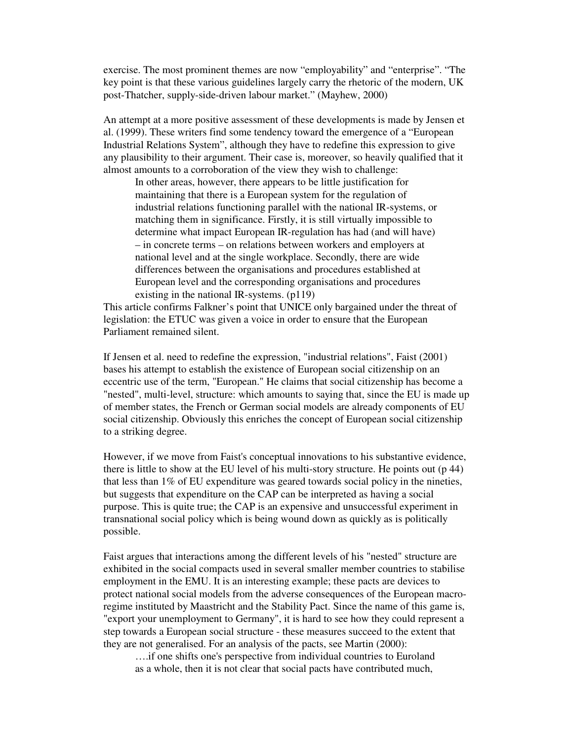exercise. The most prominent themes are now "employability" and "enterprise". "The key point is that these various guidelines largely carry the rhetoric of the modern, UK post-Thatcher, supply-side-driven labour market." (Mayhew, 2000)

An attempt at a more positive assessment of these developments is made by Jensen et al. (1999). These writers find some tendency toward the emergence of a "European Industrial Relations System", although they have to redefine this expression to give any plausibility to their argument. Their case is, moreover, so heavily qualified that it almost amounts to a corroboration of the view they wish to challenge:

> In other areas, however, there appears to be little justification for maintaining that there is a European system for the regulation of industrial relations functioning parallel with the national IR-systems, or matching them in significance. Firstly, it is still virtually impossible to determine what impact European IR-regulation has had (and will have) – in concrete terms – on relations between workers and employers at national level and at the single workplace. Secondly, there are wide differences between the organisations and procedures established at European level and the corresponding organisations and procedures existing in the national IR-systems. (p119)

This article confirms Falkner's point that UNICE only bargained under the threat of legislation: the ETUC was given a voice in order to ensure that the European Parliament remained silent.

If Jensen et al. need to redefine the expression, "industrial relations", Faist (2001) bases his attempt to establish the existence of European social citizenship on an eccentric use of the term, "European." He claims that social citizenship has become a "nested", multi-level, structure: which amounts to saying that, since the EU is made up of member states, the French or German social models are already components of EU social citizenship. Obviously this enriches the concept of European social citizenship to a striking degree.

However, if we move from Faist's conceptual innovations to his substantive evidence, there is little to show at the EU level of his multi-story structure. He points out (p 44) that less than 1% of EU expenditure was geared towards social policy in the nineties, but suggests that expenditure on the CAP can be interpreted as having a social purpose. This is quite true; the CAP is an expensive and unsuccessful experiment in transnational social policy which is being wound down as quickly as is politically possible.

Faist argues that interactions among the different levels of his "nested" structure are exhibited in the social compacts used in several smaller member countries to stabilise employment in the EMU. It is an interesting example; these pacts are devices to protect national social models from the adverse consequences of the European macro-regime instituted by Maastricht and the Stability Pact. Since the name of this game is, "export your unemployment to Germany", it is hard to see how they could represent a step towards a European social structure - these measures succeed to the extent that they are not generalised. For an analysis of the pacts, see Martin (2000):

> ….if one shifts one's perspective from individual countries to Euroland as a whole, then it is not clear that social pacts have contributed much,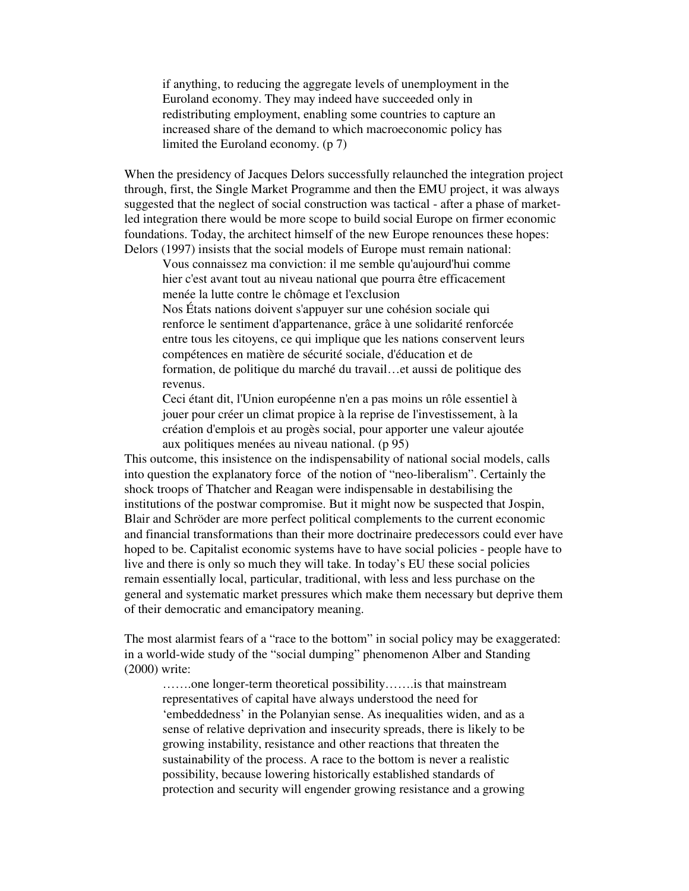> if anything, to reducing the aggregate levels of unemployment in the Euroland economy. They may indeed have succeeded only in redistributing employment, enabling some countries to capture an increased share of the demand to which macroeconomic policy has limited the Euroland economy. (p 7)

When the presidency of Jacques Delors successfully relaunched the integration project through, first, the Single Market Programme and then the EMU project, it was always suggested that the neglect of social construction was tactical - after a phase of market-led integration there would be more scope to build social Europe on firmer economic foundations. Today, the architect himself of the new Europe renounces these hopes: Delors (1997) insists that the social models of Europe must remain national:

> Vous connaissez ma conviction: il me semble qu'aujourd'hui comme hier c'est avant tout au niveau national que pourra être efficacement menée la lutte contre le chômage et l'exclusion
>
> Nos États nations doivent s'appuyer sur une cohésion sociale qui renforce le sentiment d'appartenance, grâce à une solidarité renforcée entre tous les citoyens, ce qui implique que les nations conservent leurs compétences en matière de sécurité sociale, d'éducation et de formation, de politique du marché du travail…et aussi de politique des revenus.
>
> Ceci étant dit, l'Union européenne n'en a pas moins un rôle essentiel à jouer pour créer un climat propice à la reprise de l'investissement, à la création d'emplois et au progès social, pour apporter une valeur ajoutée aux politiques menées au niveau national. (p 95)

This outcome, this insistence on the indispensability of national social models, calls into question the explanatory force of the notion of "neo-liberalism". Certainly the shock troops of Thatcher and Reagan were indispensable in destabilising the institutions of the postwar compromise. But it might now be suspected that Jospin, Blair and Schröder are more perfect political complements to the current economic and financial transformations than their more doctrinaire predecessors could ever have hoped to be. Capitalist economic systems have to have social policies - people have to live and there is only so much they will take. In today's EU these social policies remain essentially local, particular, traditional, with less and less purchase on the general and systematic market pressures which make them necessary but deprive them of their democratic and emancipatory meaning.

The most alarmist fears of a "race to the bottom" in social policy may be exaggerated: in a world-wide study of the "social dumping" phenomenon Alber and Standing (2000) write:

> …….one longer-term theoretical possibility…….is that mainstream representatives of capital have always understood the need for 'embeddedness' in the Polanyian sense. As inequalities widen, and as a sense of relative deprivation and insecurity spreads, there is likely to be growing instability, resistance and other reactions that threaten the sustainability of the process. A race to the bottom is never a realistic possibility, because lowering historically established standards of protection and security will engender growing resistance and a growing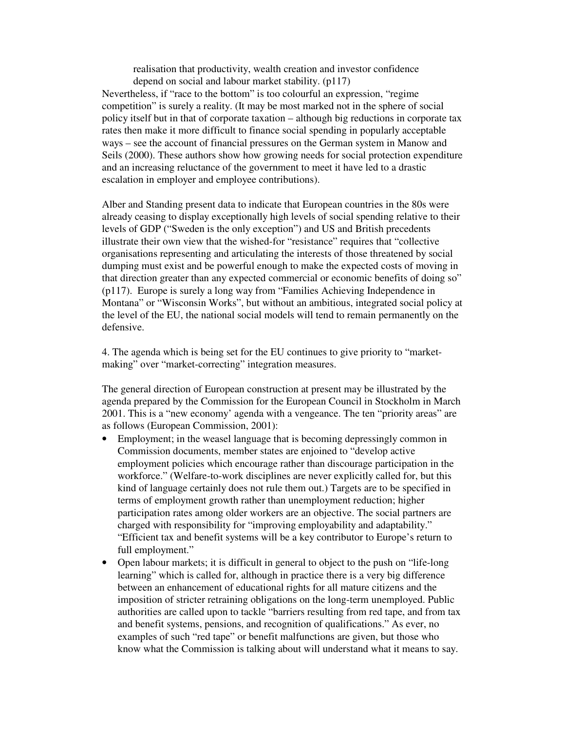> realisation that productivity, wealth creation and investor confidence depend on social and labour market stability. (p117)

Nevertheless, if "race to the bottom" is too colourful an expression, "regime competition" is surely a reality. (It may be most marked not in the sphere of social policy itself but in that of corporate taxation – although big reductions in corporate tax rates then make it more difficult to finance social spending in popularly acceptable ways – see the account of financial pressures on the German system in Manow and Seils (2000). These authors show how growing needs for social protection expenditure and an increasing reluctance of the government to meet it have led to a drastic escalation in employer and employee contributions).

Alber and Standing present data to indicate that European countries in the 80s were already ceasing to display exceptionally high levels of social spending relative to their levels of GDP ("Sweden is the only exception") and US and British precedents illustrate their own view that the wished-for "resistance" requires that "collective organisations representing and articulating the interests of those threatened by social dumping must exist and be powerful enough to make the expected costs of moving in that direction greater than any expected commercial or economic benefits of doing so" (p117). Europe is surely a long way from "Families Achieving Independence in Montana" or "Wisconsin Works", but without an ambitious, integrated social policy at the level of the EU, the national social models will tend to remain permanently on the defensive.

4. The agenda which is being set for the EU continues to give priority to "market-making" over "market-correcting" integration measures.

The general direction of European construction at present may be illustrated by the agenda prepared by the Commission for the European Council in Stockholm in March 2001. This is a "new economy' agenda with a vengeance. The ten "priority areas" are as follows (European Commission, 2001):

- Employment; in the weasel language that is becoming depressingly common in Commission documents, member states are enjoined to "develop active employment policies which encourage rather than discourage participation in the workforce." (Welfare-to-work disciplines are never explicitly called for, but this kind of language certainly does not rule them out.) Targets are to be specified in terms of employment growth rather than unemployment reduction; higher participation rates among older workers are an objective. The social partners are charged with responsibility for "improving employability and adaptability." "Efficient tax and benefit systems will be a key contributor to Europe's return to full employment."
- Open labour markets; it is difficult in general to object to the push on "life-long learning" which is called for, although in practice there is a very big difference between an enhancement of educational rights for all mature citizens and the imposition of stricter retraining obligations on the long-term unemployed. Public authorities are called upon to tackle "barriers resulting from red tape, and from tax and benefit systems, pensions, and recognition of qualifications." As ever, no examples of such "red tape" or benefit malfunctions are given, but those who know what the Commission is talking about will understand what it means to say.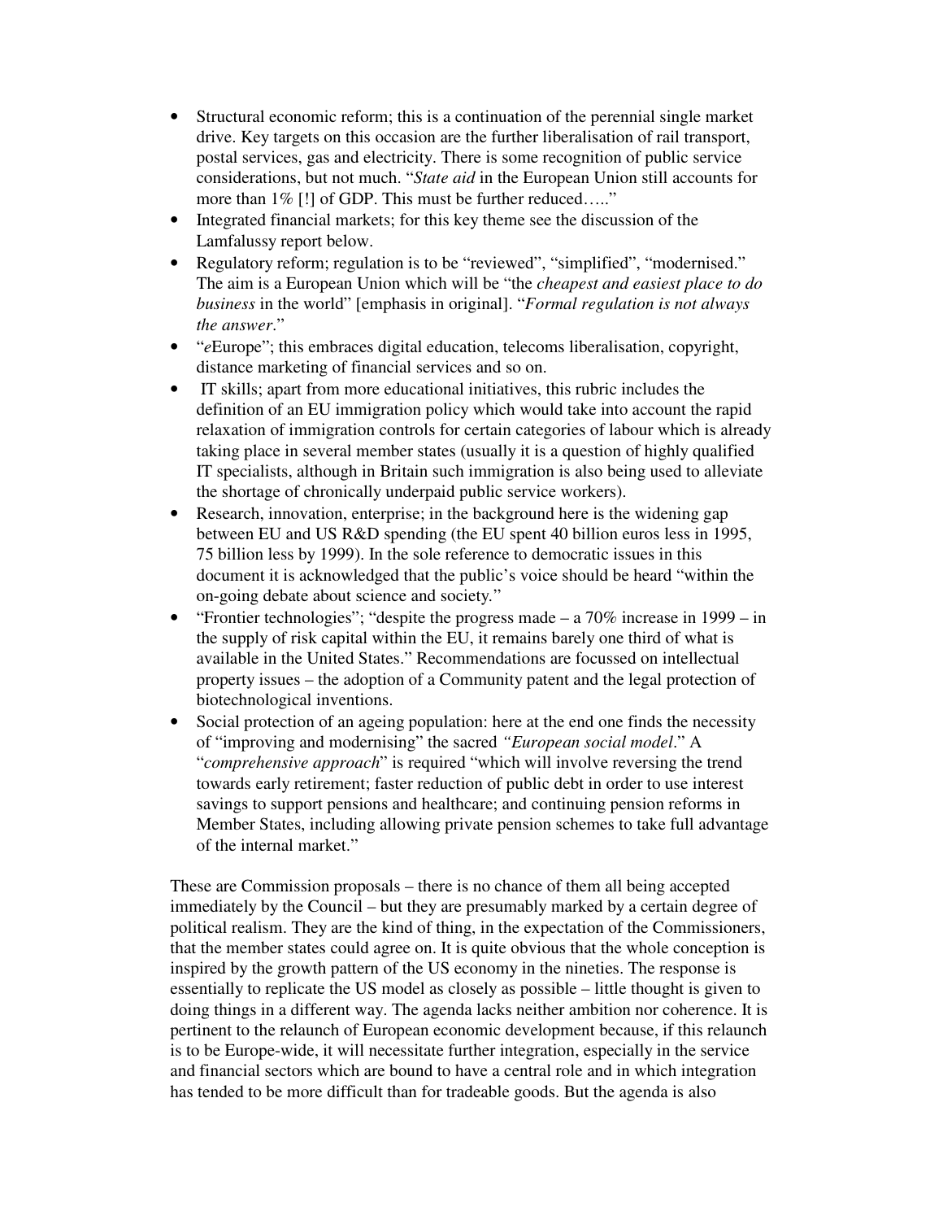- Structural economic reform; this is a continuation of the perennial single market drive. Key targets on this occasion are the further liberalisation of rail transport, postal services, gas and electricity. There is some recognition of public service considerations, but not much. "*State aid* in the European Union still accounts for more than 1% [!] of GDP. This must be further reduced….."
- Integrated financial markets; for this key theme see the discussion of the Lamfalussy report below.
- Regulatory reform; regulation is to be "reviewed", "simplified", "modernised." The aim is a European Union which will be "the *cheapest and easiest place to do business* in the world" [emphasis in original]. "*Formal regulation is not always the answer*."
- "*e*Europe"; this embraces digital education, telecoms liberalisation, copyright, distance marketing of financial services and so on.
- IT skills; apart from more educational initiatives, this rubric includes the definition of an EU immigration policy which would take into account the rapid relaxation of immigration controls for certain categories of labour which is already taking place in several member states (usually it is a question of highly qualified IT specialists, although in Britain such immigration is also being used to alleviate the shortage of chronically underpaid public service workers).
- Research, innovation, enterprise; in the background here is the widening gap between EU and US R&D spending (the EU spent 40 billion euros less in 1995, 75 billion less by 1999). In the sole reference to democratic issues in this document it is acknowledged that the public's voice should be heard "within the on-going debate about science and society."
- "Frontier technologies"; "despite the progress made – a 70% increase in 1999 – in the supply of risk capital within the EU, it remains barely one third of what is available in the United States." Recommendations are focussed on intellectual property issues – the adoption of a Community patent and the legal protection of biotechnological inventions.
- Social protection of an ageing population: here at the end one finds the necessity of "improving and modernising" the sacred *"European social model*." A "*comprehensive approach*" is required "which will involve reversing the trend towards early retirement; faster reduction of public debt in order to use interest savings to support pensions and healthcare; and continuing pension reforms in Member States, including allowing private pension schemes to take full advantage of the internal market."

These are Commission proposals – there is no chance of them all being accepted immediately by the Council – but they are presumably marked by a certain degree of political realism. They are the kind of thing, in the expectation of the Commissioners, that the member states could agree on. It is quite obvious that the whole conception is inspired by the growth pattern of the US economy in the nineties. The response is essentially to replicate the US model as closely as possible – little thought is given to doing things in a different way. The agenda lacks neither ambition nor coherence. It is pertinent to the relaunch of European economic development because, if this relaunch is to be Europe-wide, it will necessitate further integration, especially in the service and financial sectors which are bound to have a central role and in which integration has tended to be more difficult than for tradeable goods. But the agenda is also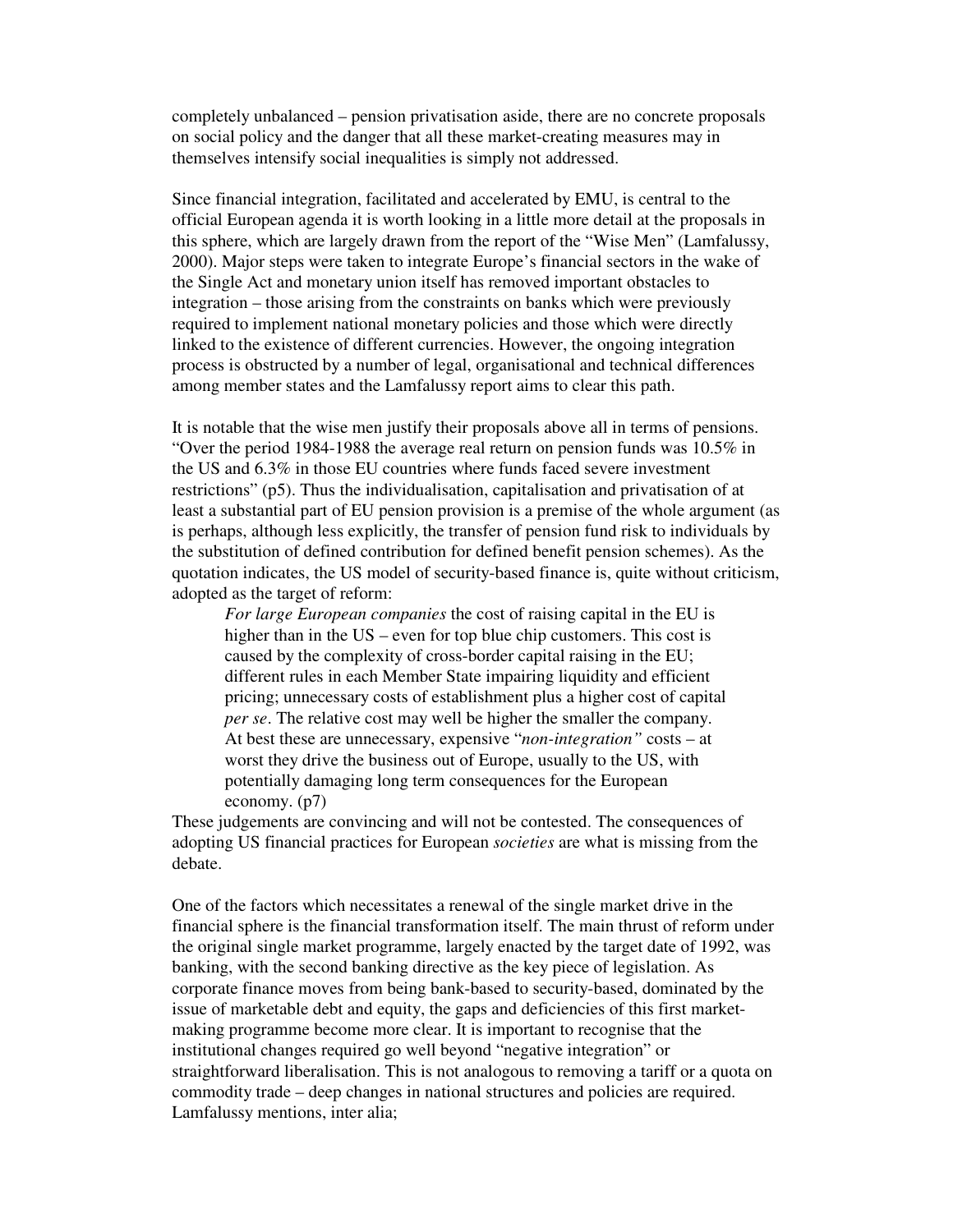completely unbalanced – pension privatisation aside, there are no concrete proposals on social policy and the danger that all these market-creating measures may in themselves intensify social inequalities is simply not addressed.

Since financial integration, facilitated and accelerated by EMU, is central to the official European agenda it is worth looking in a little more detail at the proposals in this sphere, which are largely drawn from the report of the "Wise Men" (Lamfalussy, 2000). Major steps were taken to integrate Europe's financial sectors in the wake of the Single Act and monetary union itself has removed important obstacles to integration – those arising from the constraints on banks which were previously required to implement national monetary policies and those which were directly linked to the existence of different currencies. However, the ongoing integration process is obstructed by a number of legal, organisational and technical differences among member states and the Lamfalussy report aims to clear this path.

It is notable that the wise men justify their proposals above all in terms of pensions. "Over the period 1984-1988 the average real return on pension funds was 10.5% in the US and 6.3% in those EU countries where funds faced severe investment restrictions" (p5). Thus the individualisation, capitalisation and privatisation of at least a substantial part of EU pension provision is a premise of the whole argument (as is perhaps, although less explicitly, the transfer of pension fund risk to individuals by the substitution of defined contribution for defined benefit pension schemes). As the quotation indicates, the US model of security-based finance is, quite without criticism, adopted as the target of reform:

> *For large European companies* the cost of raising capital in the EU is higher than in the US – even for top blue chip customers. This cost is caused by the complexity of cross-border capital raising in the EU; different rules in each Member State impairing liquidity and efficient pricing; unnecessary costs of establishment plus a higher cost of capital *per se*. The relative cost may well be higher the smaller the company. At best these are unnecessary, expensive "*non-integration"* costs – at worst they drive the business out of Europe, usually to the US, with potentially damaging long term consequences for the European economy. (p7)

These judgements are convincing and will not be contested. The consequences of adopting US financial practices for European *societies* are what is missing from the debate.

One of the factors which necessitates a renewal of the single market drive in the financial sphere is the financial transformation itself. The main thrust of reform under the original single market programme, largely enacted by the target date of 1992, was banking, with the second banking directive as the key piece of legislation. As corporate finance moves from being bank-based to security-based, dominated by the issue of marketable debt and equity, the gaps and deficiencies of this first market-making programme become more clear. It is important to recognise that the institutional changes required go well beyond "negative integration" or straightforward liberalisation. This is not analogous to removing a tariff or a quota on commodity trade – deep changes in national structures and policies are required. Lamfalussy mentions, inter alia;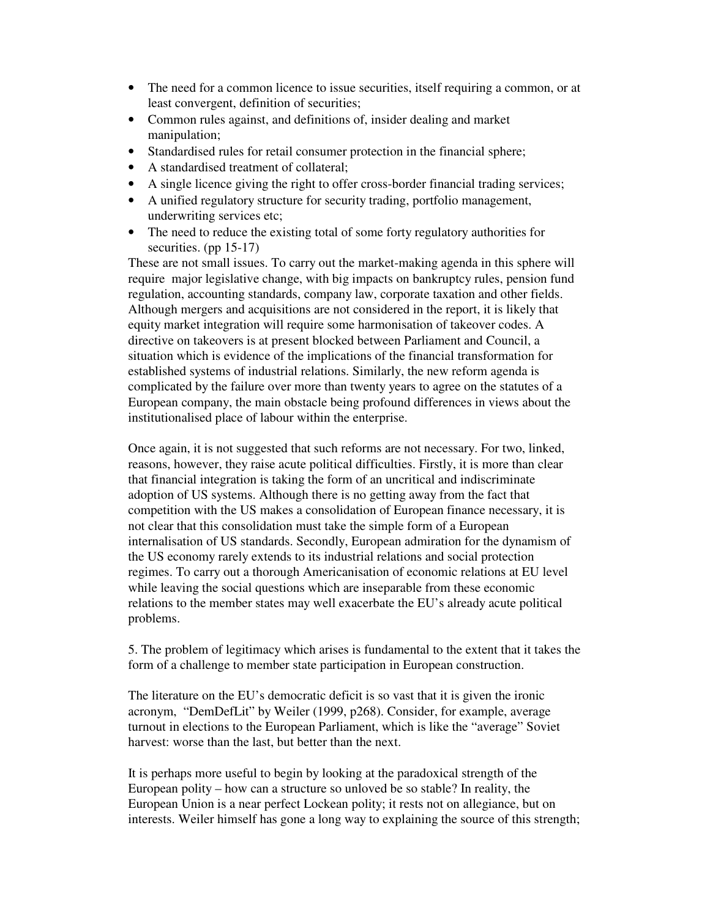- The need for a common licence to issue securities, itself requiring a common, or at least convergent, definition of securities;
- Common rules against, and definitions of, insider dealing and market manipulation;
- Standardised rules for retail consumer protection in the financial sphere;
- A standardised treatment of collateral;
- A single licence giving the right to offer cross-border financial trading services;
- A unified regulatory structure for security trading, portfolio management, underwriting services etc;
- The need to reduce the existing total of some forty regulatory authorities for securities. (pp 15-17)

These are not small issues. To carry out the market-making agenda in this sphere will require major legislative change, with big impacts on bankruptcy rules, pension fund regulation, accounting standards, company law, corporate taxation and other fields. Although mergers and acquisitions are not considered in the report, it is likely that equity market integration will require some harmonisation of takeover codes. A directive on takeovers is at present blocked between Parliament and Council, a situation which is evidence of the implications of the financial transformation for established systems of industrial relations. Similarly, the new reform agenda is complicated by the failure over more than twenty years to agree on the statutes of a European company, the main obstacle being profound differences in views about the institutionalised place of labour within the enterprise.

Once again, it is not suggested that such reforms are not necessary. For two, linked, reasons, however, they raise acute political difficulties. Firstly, it is more than clear that financial integration is taking the form of an uncritical and indiscriminate adoption of US systems. Although there is no getting away from the fact that competition with the US makes a consolidation of European finance necessary, it is not clear that this consolidation must take the simple form of a European internalisation of US standards. Secondly, European admiration for the dynamism of the US economy rarely extends to its industrial relations and social protection regimes. To carry out a thorough Americanisation of economic relations at EU level while leaving the social questions which are inseparable from these economic relations to the member states may well exacerbate the EU's already acute political problems.

5. The problem of legitimacy which arises is fundamental to the extent that it takes the form of a challenge to member state participation in European construction.

The literature on the EU's democratic deficit is so vast that it is given the ironic acronym, "DemDefLit" by Weiler (1999, p268). Consider, for example, average turnout in elections to the European Parliament, which is like the "average" Soviet harvest: worse than the last, but better than the next.

It is perhaps more useful to begin by looking at the paradoxical strength of the European polity – how can a structure so unloved be so stable? In reality, the European Union is a near perfect Lockean polity; it rests not on allegiance, but on interests. Weiler himself has gone a long way to explaining the source of this strength;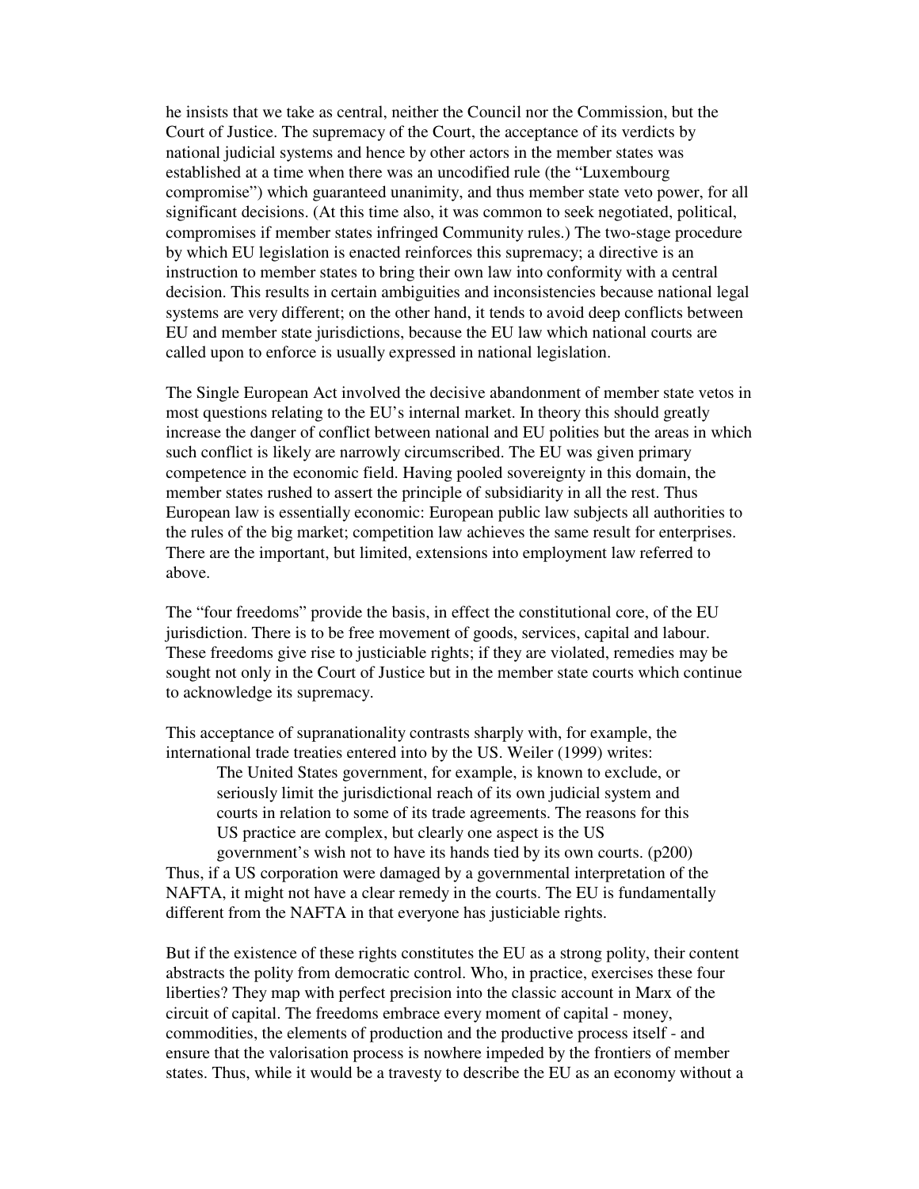he insists that we take as central, neither the Council nor the Commission, but the Court of Justice. The supremacy of the Court, the acceptance of its verdicts by national judicial systems and hence by other actors in the member states was established at a time when there was an uncodified rule (the "Luxembourg compromise") which guaranteed unanimity, and thus member state veto power, for all significant decisions. (At this time also, it was common to seek negotiated, political, compromises if member states infringed Community rules.) The two-stage procedure by which EU legislation is enacted reinforces this supremacy; a directive is an instruction to member states to bring their own law into conformity with a central decision. This results in certain ambiguities and inconsistencies because national legal systems are very different; on the other hand, it tends to avoid deep conflicts between EU and member state jurisdictions, because the EU law which national courts are called upon to enforce is usually expressed in national legislation.

The Single European Act involved the decisive abandonment of member state vetos in most questions relating to the EU's internal market. In theory this should greatly increase the danger of conflict between national and EU polities but the areas in which such conflict is likely are narrowly circumscribed. The EU was given primary competence in the economic field. Having pooled sovereignty in this domain, the member states rushed to assert the principle of subsidiarity in all the rest. Thus European law is essentially economic: European public law subjects all authorities to the rules of the big market; competition law achieves the same result for enterprises. There are the important, but limited, extensions into employment law referred to above.

The "four freedoms" provide the basis, in effect the constitutional core, of the EU jurisdiction. There is to be free movement of goods, services, capital and labour. These freedoms give rise to justiciable rights; if they are violated, remedies may be sought not only in the Court of Justice but in the member state courts which continue to acknowledge its supremacy.

This acceptance of supranationality contrasts sharply with, for example, the international trade treaties entered into by the US. Weiler (1999) writes:

> The United States government, for example, is known to exclude, or seriously limit the jurisdictional reach of its own judicial system and courts in relation to some of its trade agreements. The reasons for this US practice are complex, but clearly one aspect is the US government's wish not to have its hands tied by its own courts. (p200)

Thus, if a US corporation were damaged by a governmental interpretation of the NAFTA, it might not have a clear remedy in the courts. The EU is fundamentally different from the NAFTA in that everyone has justiciable rights.

But if the existence of these rights constitutes the EU as a strong polity, their content abstracts the polity from democratic control. Who, in practice, exercises these four liberties? They map with perfect precision into the classic account in Marx of the circuit of capital. The freedoms embrace every moment of capital - money, commodities, the elements of production and the productive process itself - and ensure that the valorisation process is nowhere impeded by the frontiers of member states. Thus, while it would be a travesty to describe the EU as an economy without a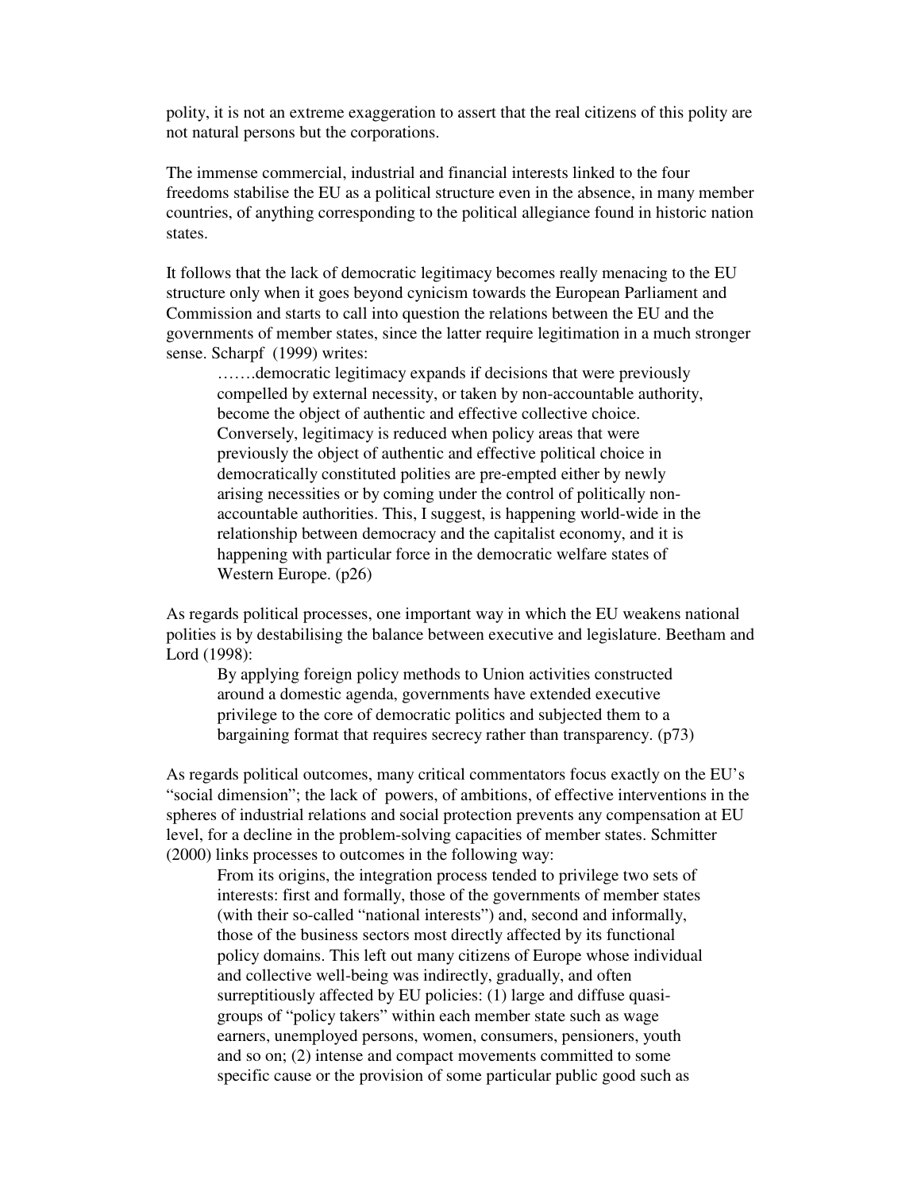polity, it is not an extreme exaggeration to assert that the real citizens of this polity are not natural persons but the corporations.

The immense commercial, industrial and financial interests linked to the four freedoms stabilise the EU as a political structure even in the absence, in many member countries, of anything corresponding to the political allegiance found in historic nation states.

It follows that the lack of democratic legitimacy becomes really menacing to the EU structure only when it goes beyond cynicism towards the European Parliament and Commission and starts to call into question the relations between the EU and the governments of member states, since the latter require legitimation in a much stronger sense. Scharpf (1999) writes:

> …….democratic legitimacy expands if decisions that were previously compelled by external necessity, or taken by non-accountable authority, become the object of authentic and effective collective choice. Conversely, legitimacy is reduced when policy areas that were previously the object of authentic and effective political choice in democratically constituted polities are pre-empted either by newly arising necessities or by coming under the control of politically non-accountable authorities. This, I suggest, is happening world-wide in the relationship between democracy and the capitalist economy, and it is happening with particular force in the democratic welfare states of Western Europe. (p26)

As regards political processes, one important way in which the EU weakens national polities is by destabilising the balance between executive and legislature. Beetham and Lord (1998):

> By applying foreign policy methods to Union activities constructed around a domestic agenda, governments have extended executive privilege to the core of democratic politics and subjected them to a bargaining format that requires secrecy rather than transparency. (p73)

As regards political outcomes, many critical commentators focus exactly on the EU's "social dimension"; the lack of powers, of ambitions, of effective interventions in the spheres of industrial relations and social protection prevents any compensation at EU level, for a decline in the problem-solving capacities of member states. Schmitter (2000) links processes to outcomes in the following way:

> From its origins, the integration process tended to privilege two sets of interests: first and formally, those of the governments of member states (with their so-called "national interests") and, second and informally, those of the business sectors most directly affected by its functional policy domains. This left out many citizens of Europe whose individual and collective well-being was indirectly, gradually, and often surreptitiously affected by EU policies: (1) large and diffuse quasi-groups of "policy takers" within each member state such as wage earners, unemployed persons, women, consumers, pensioners, youth and so on; (2) intense and compact movements committed to some specific cause or the provision of some particular public good such as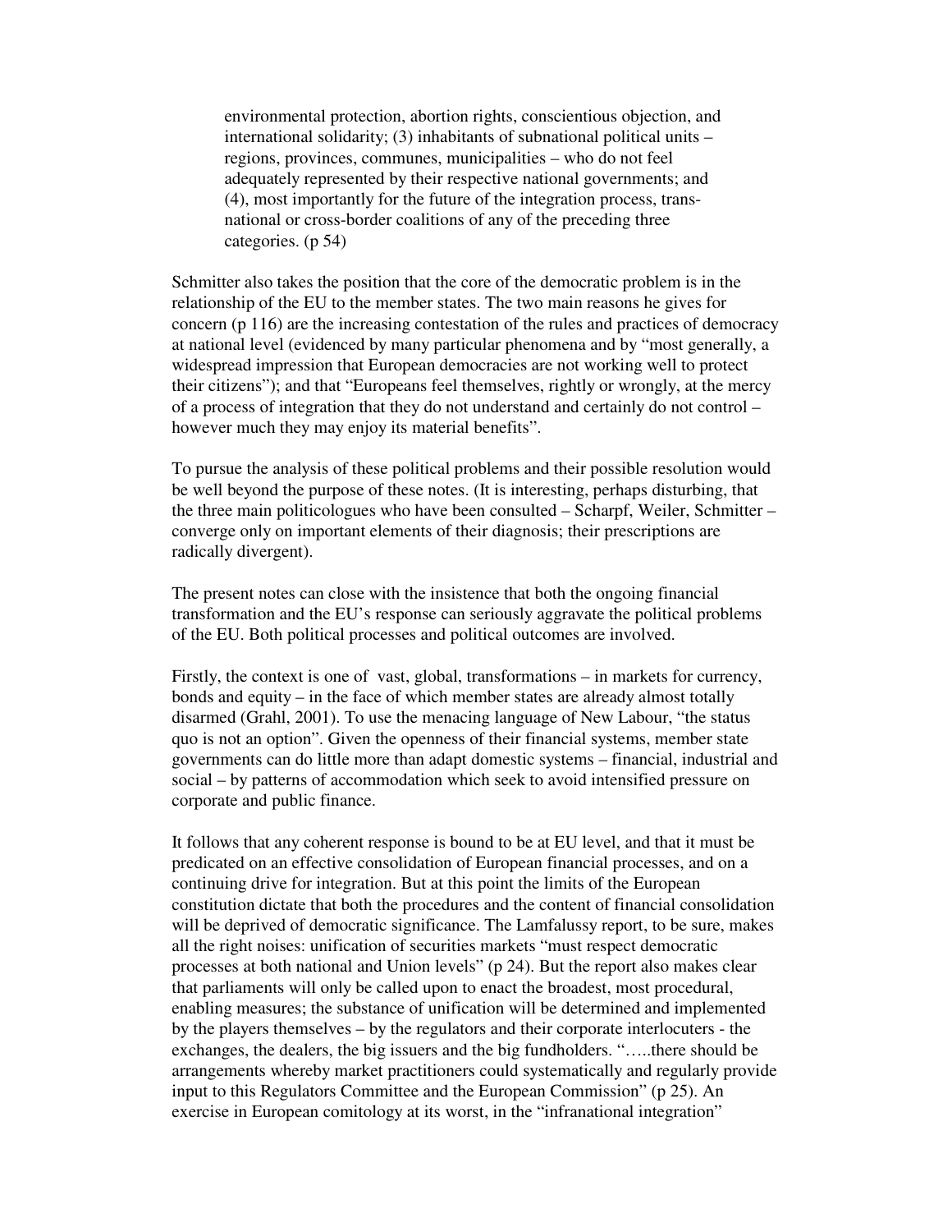> environmental protection, abortion rights, conscientious objection, and international solidarity; (3) inhabitants of subnational political units – regions, provinces, communes, municipalities – who do not feel adequately represented by their respective national governments; and (4), most importantly for the future of the integration process, trans-national or cross-border coalitions of any of the preceding three categories. (p 54)

Schmitter also takes the position that the core of the democratic problem is in the relationship of the EU to the member states. The two main reasons he gives for concern (p 116) are the increasing contestation of the rules and practices of democracy at national level (evidenced by many particular phenomena and by "most generally, a widespread impression that European democracies are not working well to protect their citizens"); and that "Europeans feel themselves, rightly or wrongly, at the mercy of a process of integration that they do not understand and certainly do not control – however much they may enjoy its material benefits".

To pursue the analysis of these political problems and their possible resolution would be well beyond the purpose of these notes. (It is interesting, perhaps disturbing, that the three main politicologues who have been consulted – Scharpf, Weiler, Schmitter – converge only on important elements of their diagnosis; their prescriptions are radically divergent).

The present notes can close with the insistence that both the ongoing financial transformation and the EU's response can seriously aggravate the political problems of the EU. Both political processes and political outcomes are involved.

Firstly, the context is one of vast, global, transformations – in markets for currency, bonds and equity – in the face of which member states are already almost totally disarmed (Grahl, 2001). To use the menacing language of New Labour, "the status quo is not an option". Given the openness of their financial systems, member state governments can do little more than adapt domestic systems – financial, industrial and social – by patterns of accommodation which seek to avoid intensified pressure on corporate and public finance.

It follows that any coherent response is bound to be at EU level, and that it must be predicated on an effective consolidation of European financial processes, and on a continuing drive for integration. But at this point the limits of the European constitution dictate that both the procedures and the content of financial consolidation will be deprived of democratic significance. The Lamfalussy report, to be sure, makes all the right noises: unification of securities markets "must respect democratic processes at both national and Union levels" (p 24). But the report also makes clear that parliaments will only be called upon to enact the broadest, most procedural, enabling measures; the substance of unification will be determined and implemented by the players themselves – by the regulators and their corporate interlocuters - the exchanges, the dealers, the big issuers and the big fundholders. "…..there should be arrangements whereby market practitioners could systematically and regularly provide input to this Regulators Committee and the European Commission" (p 25). An exercise in European comitology at its worst, in the "infranational integration"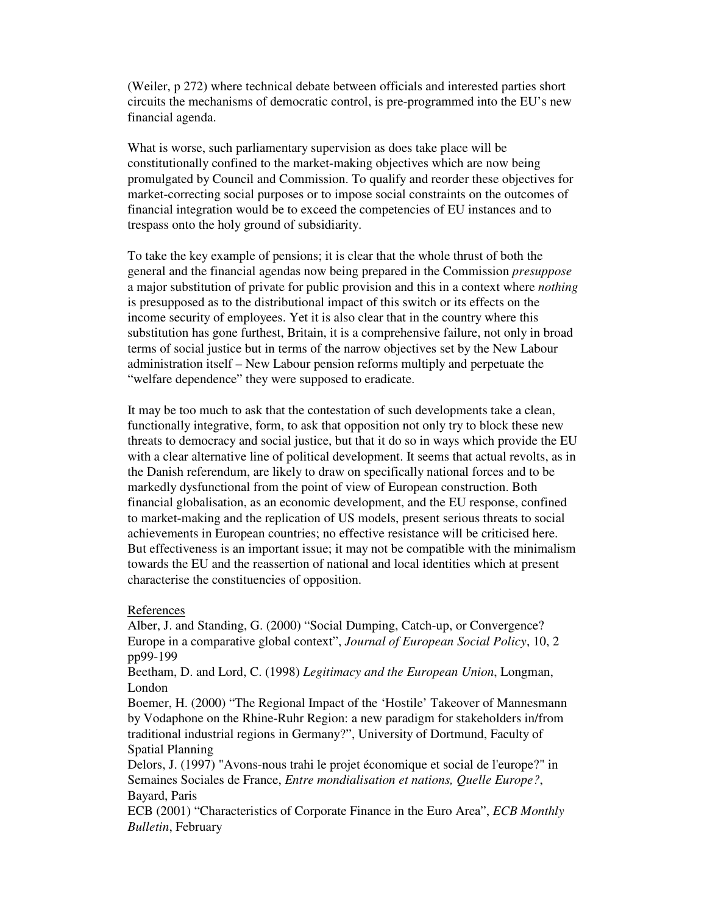(Weiler, p 272) where technical debate between officials and interested parties short circuits the mechanisms of democratic control, is pre-programmed into the EU's new financial agenda.

What is worse, such parliamentary supervision as does take place will be constitutionally confined to the market-making objectives which are now being promulgated by Council and Commission. To qualify and reorder these objectives for market-correcting social purposes or to impose social constraints on the outcomes of financial integration would be to exceed the competencies of EU instances and to trespass onto the holy ground of subsidiarity.

To take the key example of pensions; it is clear that the whole thrust of both the general and the financial agendas now being prepared in the Commission *presuppose* a major substitution of private for public provision and this in a context where *nothing* is presupposed as to the distributional impact of this switch or its effects on the income security of employees. Yet it is also clear that in the country where this substitution has gone furthest, Britain, it is a comprehensive failure, not only in broad terms of social justice but in terms of the narrow objectives set by the New Labour administration itself – New Labour pension reforms multiply and perpetuate the "welfare dependence" they were supposed to eradicate.

It may be too much to ask that the contestation of such developments take a clean, functionally integrative, form, to ask that opposition not only try to block these new threats to democracy and social justice, but that it do so in ways which provide the EU with a clear alternative line of political development. It seems that actual revolts, as in the Danish referendum, are likely to draw on specifically national forces and to be markedly dysfunctional from the point of view of European construction. Both financial globalisation, as an economic development, and the EU response, confined to market-making and the replication of US models, present serious threats to social achievements in European countries; no effective resistance will be criticised here. But effectiveness is an important issue; it may not be compatible with the minimalism towards the EU and the reassertion of national and local identities which at present characterise the constituencies of opposition.

## References

Alber, J. and Standing, G. (2000) "Social Dumping, Catch-up, or Convergence? Europe in a comparative global context", *Journal of European Social Policy*, 10, 2 pp99-199

Beetham, D. and Lord, C. (1998) *Legitimacy and the European Union*, Longman, London

Boemer, H. (2000) "The Regional Impact of the 'Hostile' Takeover of Mannesmann by Vodaphone on the Rhine-Ruhr Region: a new paradigm for stakeholders in/from traditional industrial regions in Germany?", University of Dortmund, Faculty of Spatial Planning

Delors, J. (1997) "Avons-nous trahi le projet économique et social de l'europe?" in Semaines Sociales de France, *Entre mondialisation et nations, Quelle Europe?*, Bayard, Paris

ECB (2001) "Characteristics of Corporate Finance in the Euro Area", *ECB Monthly Bulletin*, February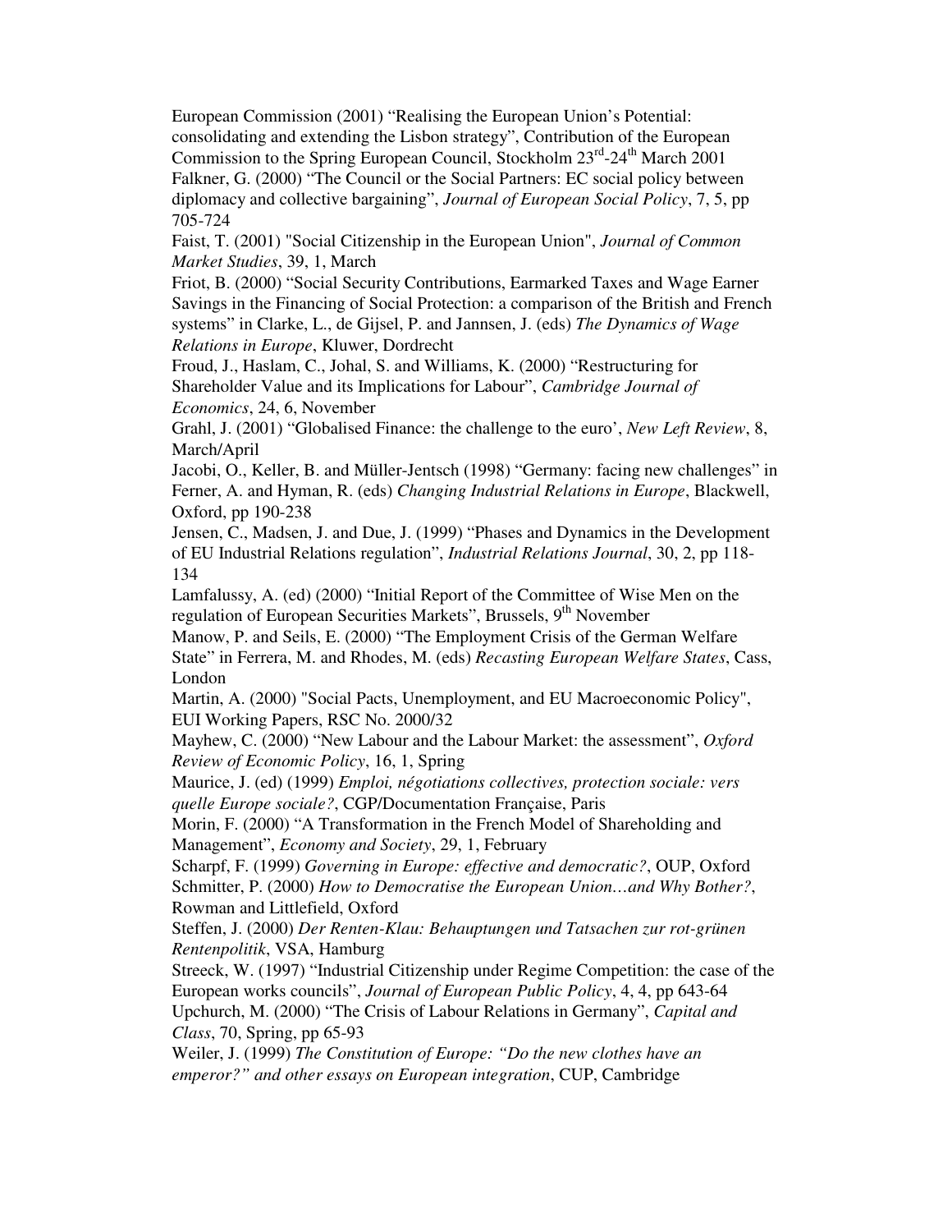European Commission (2001) "Realising the European Union's Potential: consolidating and extending the Lisbon strategy", Contribution of the European Commission to the Spring European Council, Stockholm 23rd-24th March 2001

Falkner, G. (2000) "The Council or the Social Partners: EC social policy between diplomacy and collective bargaining", *Journal of European Social Policy*, 7, 5, pp 705-724

Faist, T. (2001) "Social Citizenship in the European Union", *Journal of Common Market Studies*, 39, 1, March

Friot, B. (2000) "Social Security Contributions, Earmarked Taxes and Wage Earner Savings in the Financing of Social Protection: a comparison of the British and French systems" in Clarke, L., de Gijsel, P. and Jannsen, J. (eds) *The Dynamics of Wage Relations in Europe*, Kluwer, Dordrecht

Froud, J., Haslam, C., Johal, S. and Williams, K. (2000) "Restructuring for Shareholder Value and its Implications for Labour", *Cambridge Journal of Economics*, 24, 6, November

Grahl, J. (2001) "Globalised Finance: the challenge to the euro', *New Left Review*, 8, March/April

Jacobi, O., Keller, B. and Müller-Jentsch (1998) "Germany: facing new challenges" in Ferner, A. and Hyman, R. (eds) *Changing Industrial Relations in Europe*, Blackwell, Oxford, pp 190-238

Jensen, C., Madsen, J. and Due, J. (1999) "Phases and Dynamics in the Development of EU Industrial Relations regulation", *Industrial Relations Journal*, 30, 2, pp 118-134

Lamfalussy, A. (ed) (2000) "Initial Report of the Committee of Wise Men on the regulation of European Securities Markets", Brussels, 9th November

Manow, P. and Seils, E. (2000) "The Employment Crisis of the German Welfare State" in Ferrera, M. and Rhodes, M. (eds) *Recasting European Welfare States*, Cass, London

Martin, A. (2000) "Social Pacts, Unemployment, and EU Macroeconomic Policy", EUI Working Papers, RSC No. 2000/32

Mayhew, C. (2000) "New Labour and the Labour Market: the assessment", *Oxford Review of Economic Policy*, 16, 1, Spring

Maurice, J. (ed) (1999) *Emploi, négotiations collectives, protection sociale: vers quelle Europe sociale?*, CGP/Documentation Française, Paris

Morin, F. (2000) "A Transformation in the French Model of Shareholding and Management", *Economy and Society*, 29, 1, February

Scharpf, F. (1999) *Governing in Europe: effective and democratic?*, OUP, Oxford

Schmitter, P. (2000) *How to Democratise the European Union…and Why Bother?*, Rowman and Littlefield, Oxford

Steffen, J. (2000) *Der Renten-Klau: Behauptungen und Tatsachen zur rot-grünen Rentenpolitik*, VSA, Hamburg

Streeck, W. (1997) "Industrial Citizenship under Regime Competition: the case of the European works councils", *Journal of European Public Policy*, 4, 4, pp 643-64

Upchurch, M. (2000) "The Crisis of Labour Relations in Germany", *Capital and Class*, 70, Spring, pp 65-93

Weiler, J. (1999) *The Constitution of Europe: "Do the new clothes have an emperor?" and other essays on European integration*, CUP, Cambridge